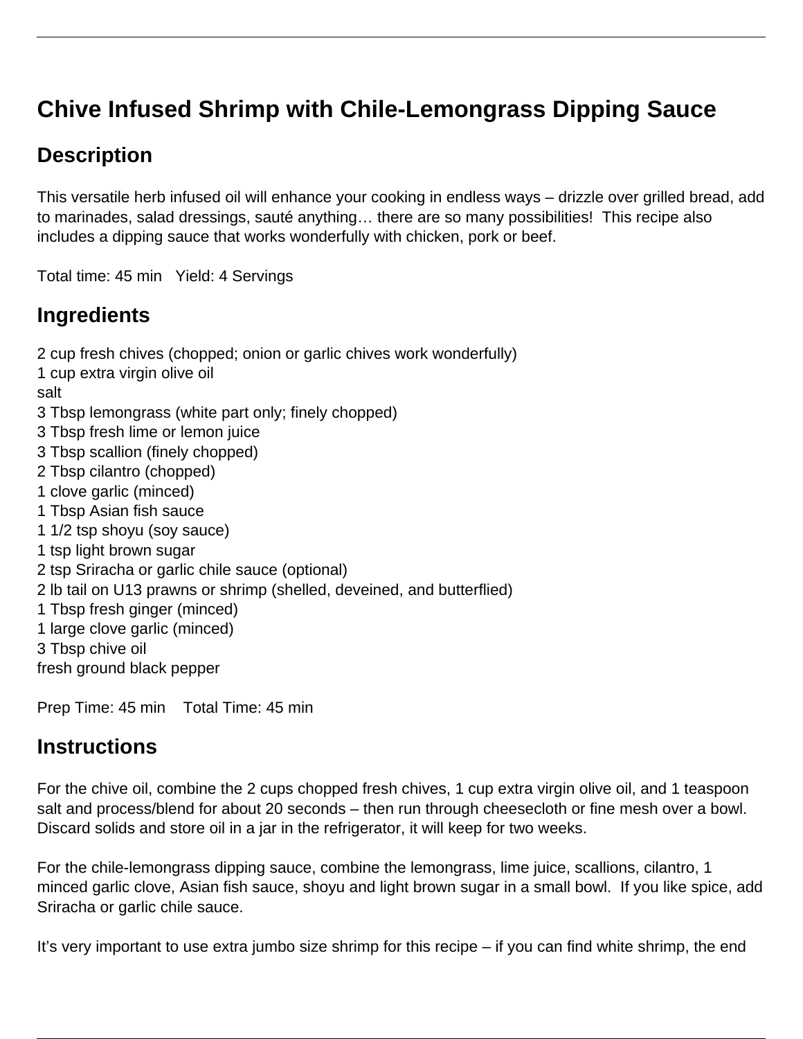# Chive Infused Shrimp with Chile-Lemongrass Dipping Sauce

## Description

This versatile herb infused oil will enhance your cooking in endless ways – drizzle over grilled bread, add to marinades, salad dressings, sauté anything… there are so many possibilities! This recipe also includes a dipping sauce that works wonderfully with chicken, pork or beef.

Total time: 45 min   Yield: 4 Servings

## Ingredients

2 cup fresh chives (chopped; onion or garlic chives work wonderfully)
1 cup extra virgin olive oil
salt
3 Tbsp lemongrass (white part only; finely chopped)
3 Tbsp fresh lime or lemon juice
3 Tbsp scallion (finely chopped)
2 Tbsp cilantro (chopped)
1 clove garlic (minced)
1 Tbsp Asian fish sauce
1 1/2 tsp shoyu (soy sauce)
1 tsp light brown sugar
2 tsp Sriracha or garlic chile sauce (optional)
2 lb tail on U13 prawns or shrimp (shelled, deveined, and butterflied)
1 Tbsp fresh ginger (minced)
1 large clove garlic (minced)
3 Tbsp chive oil
fresh ground black pepper

Prep Time: 45 min   Total Time: 45 min

## Instructions

For the chive oil, combine the 2 cups chopped fresh chives, 1 cup extra virgin olive oil, and 1 teaspoon salt and process/blend for about 20 seconds – then run through cheesecloth or fine mesh over a bowl. Discard solids and store oil in a jar in the refrigerator, it will keep for two weeks.

For the chile-lemongrass dipping sauce, combine the lemongrass, lime juice, scallions, cilantro, 1 minced garlic clove, Asian fish sauce, shoyu and light brown sugar in a small bowl. If you like spice, add Sriracha or garlic chile sauce.

It's very important to use extra jumbo size shrimp for this recipe – if you can find white shrimp, the end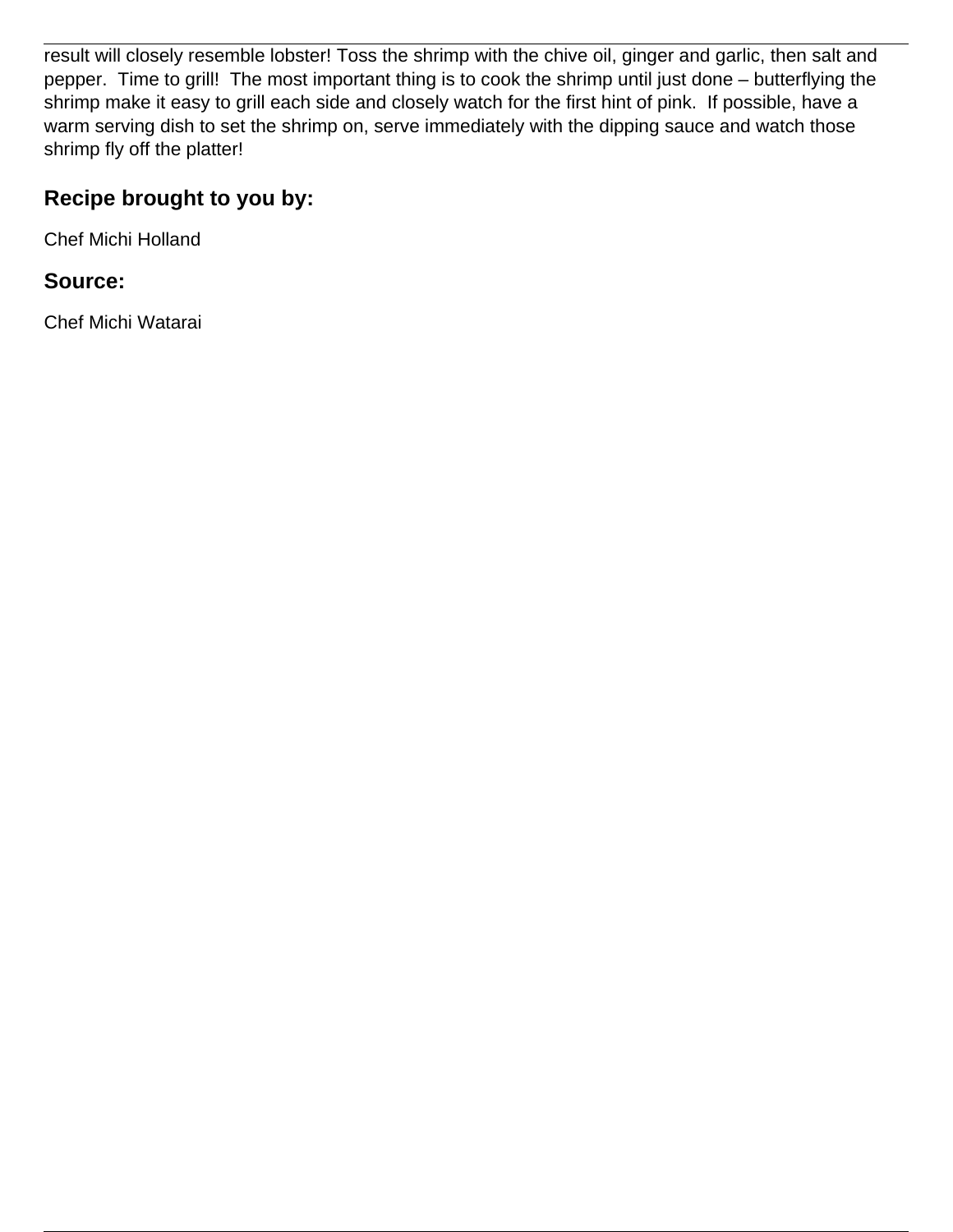result will closely resemble lobster! Toss the shrimp with the chive oil, ginger and garlic, then salt and pepper. Time to grill! The most important thing is to cook the shrimp until just done – butterflying the shrimp make it easy to grill each side and closely watch for the first hint of pink. If possible, have a warm serving dish to set the shrimp on, serve immediately with the dipping sauce and watch those shrimp fly off the platter!

## Recipe brought to you by:

Chef Michi Holland

## Source:

Chef Michi Watarai